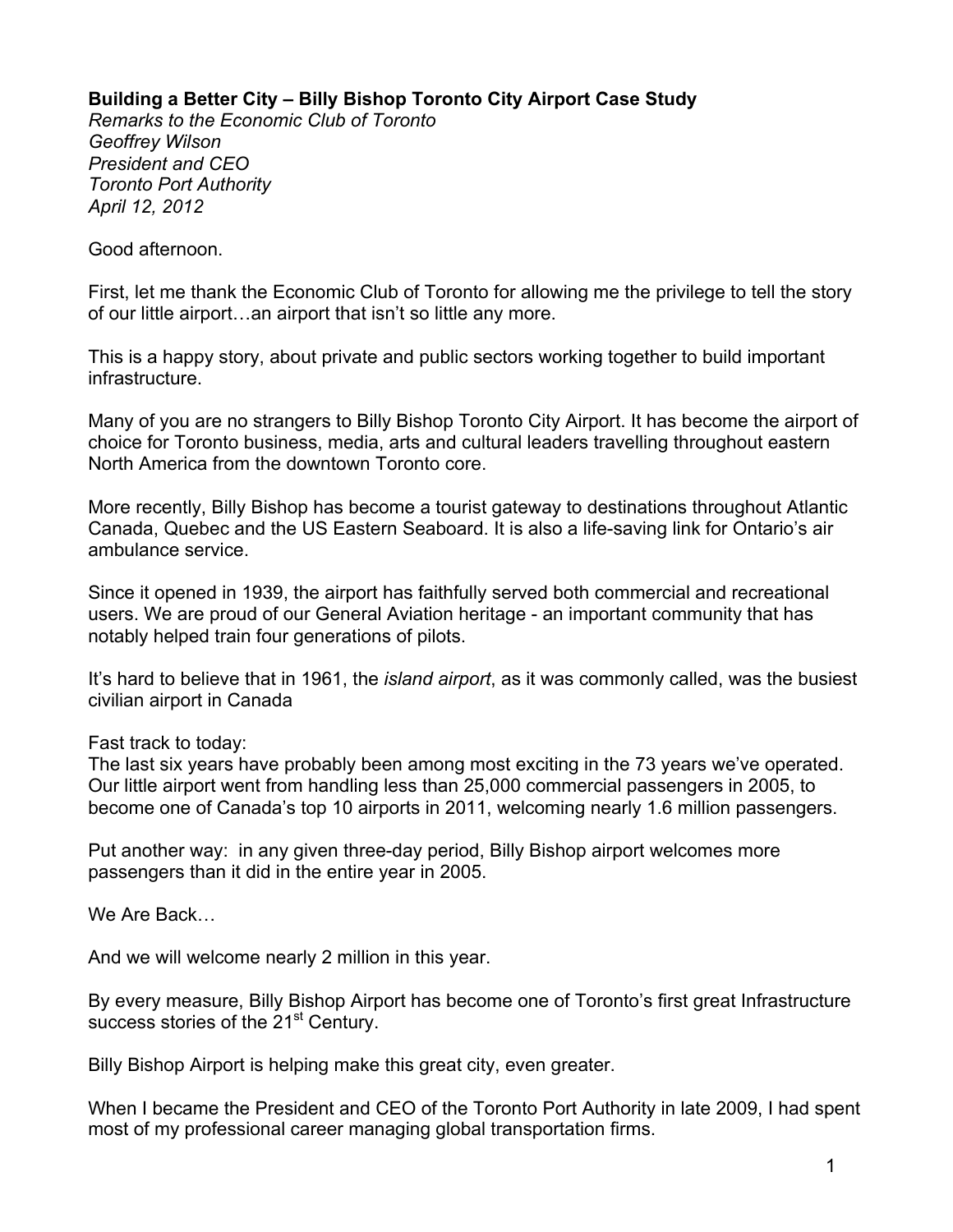**Building a Better City – Billy Bishop Toronto City Airport Case Study**

*Remarks to the Economic Club of Toronto*
*Geoffrey Wilson*
*President and CEO*
*Toronto Port Authority*
*April 12, 2012*

Good afternoon.

First, let me thank the Economic Club of Toronto for allowing me the privilege to tell the story of our little airport…an airport that isn't so little any more.

This is a happy story, about private and public sectors working together to build important infrastructure.

Many of you are no strangers to Billy Bishop Toronto City Airport. It has become the airport of choice for Toronto business, media, arts and cultural leaders travelling throughout eastern North America from the downtown Toronto core.

More recently, Billy Bishop has become a tourist gateway to destinations throughout Atlantic Canada, Quebec and the US Eastern Seaboard. It is also a life-saving link for Ontario's air ambulance service.

Since it opened in 1939, the airport has faithfully served both commercial and recreational users. We are proud of our General Aviation heritage - an important community that has notably helped train four generations of pilots.

It's hard to believe that in 1961, the *island airport*, as it was commonly called, was the busiest civilian airport in Canada

Fast track to today:
The last six years have probably been among most exciting in the 73 years we've operated. Our little airport went from handling less than 25,000 commercial passengers in 2005, to become one of Canada's top 10 airports in 2011, welcoming nearly 1.6 million passengers.

Put another way: in any given three-day period, Billy Bishop airport welcomes more passengers than it did in the entire year in 2005.

We Are Back…

And we will welcome nearly 2 million in this year.

By every measure, Billy Bishop Airport has become one of Toronto's first great Infrastructure success stories of the 21st Century.

Billy Bishop Airport is helping make this great city, even greater.

When I became the President and CEO of the Toronto Port Authority in late 2009, I had spent most of my professional career managing global transportation firms.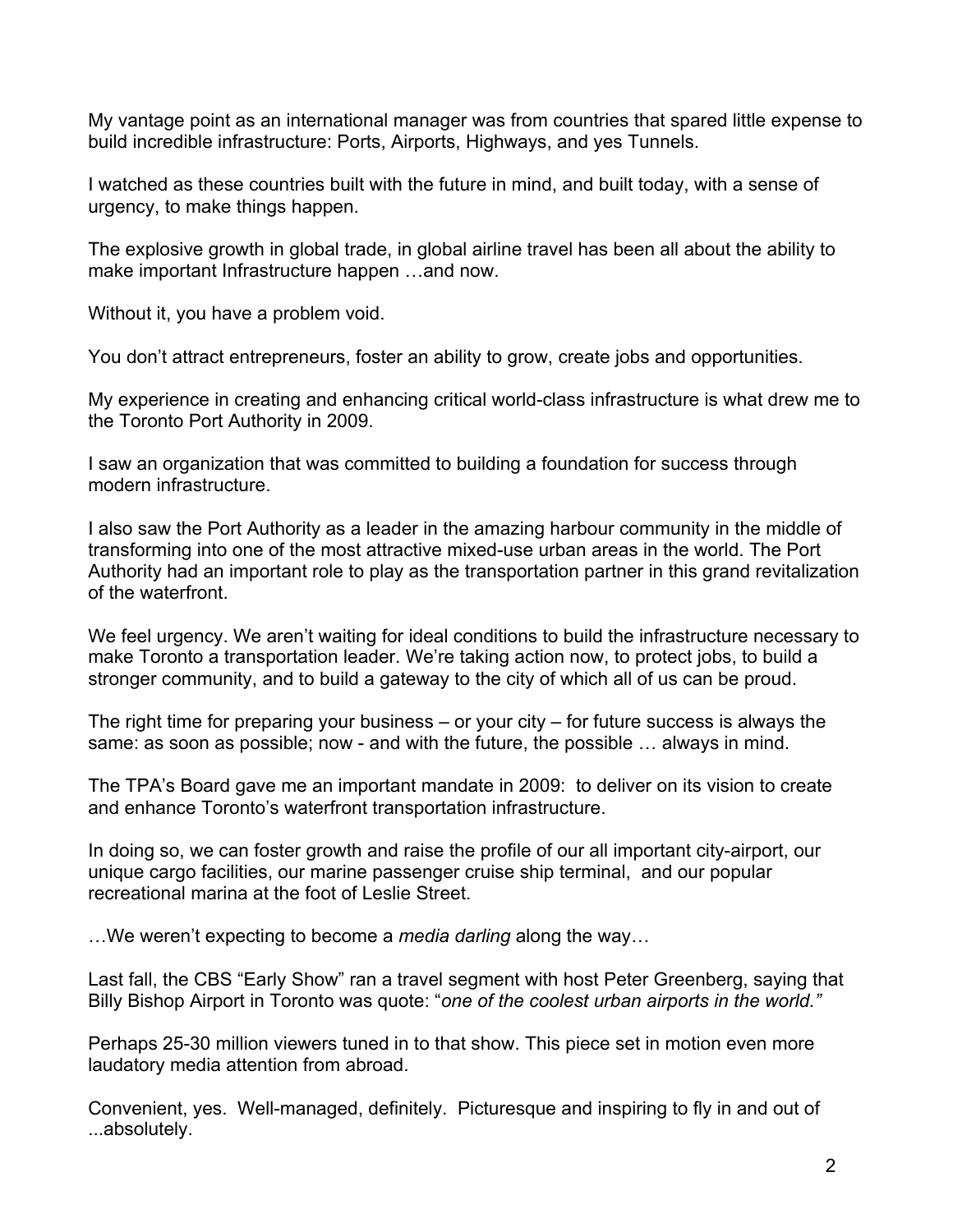My vantage point as an international manager was from countries that spared little expense to build incredible infrastructure: Ports, Airports, Highways, and yes Tunnels.

I watched as these countries built with the future in mind, and built today, with a sense of urgency, to make things happen.

The explosive growth in global trade, in global airline travel has been all about the ability to make important Infrastructure happen …and now.

Without it, you have a problem void.

You don't attract entrepreneurs, foster an ability to grow, create jobs and opportunities.

My experience in creating and enhancing critical world-class infrastructure is what drew me to the Toronto Port Authority in 2009.

I saw an organization that was committed to building a foundation for success through modern infrastructure.

I also saw the Port Authority as a leader in the amazing harbour community in the middle of transforming into one of the most attractive mixed-use urban areas in the world. The Port Authority had an important role to play as the transportation partner in this grand revitalization of the waterfront.

We feel urgency. We aren't waiting for ideal conditions to build the infrastructure necessary to make Toronto a transportation leader. We're taking action now, to protect jobs, to build a stronger community, and to build a gateway to the city of which all of us can be proud.

The right time for preparing your business – or your city – for future success is always the same: as soon as possible; now - and with the future, the possible … always in mind.

The TPA's Board gave me an important mandate in 2009: to deliver on its vision to create and enhance Toronto's waterfront transportation infrastructure.

In doing so, we can foster growth and raise the profile of our all important city-airport, our unique cargo facilities, our marine passenger cruise ship terminal, and our popular recreational marina at the foot of Leslie Street.

…We weren't expecting to become a *media darling* along the way…

Last fall, the CBS "Early Show" ran a travel segment with host Peter Greenberg, saying that Billy Bishop Airport in Toronto was quote: "*one of the coolest urban airports in the world."*

Perhaps 25-30 million viewers tuned in to that show. This piece set in motion even more laudatory media attention from abroad.

Convenient, yes. Well-managed, definitely. Picturesque and inspiring to fly in and out of ...absolutely.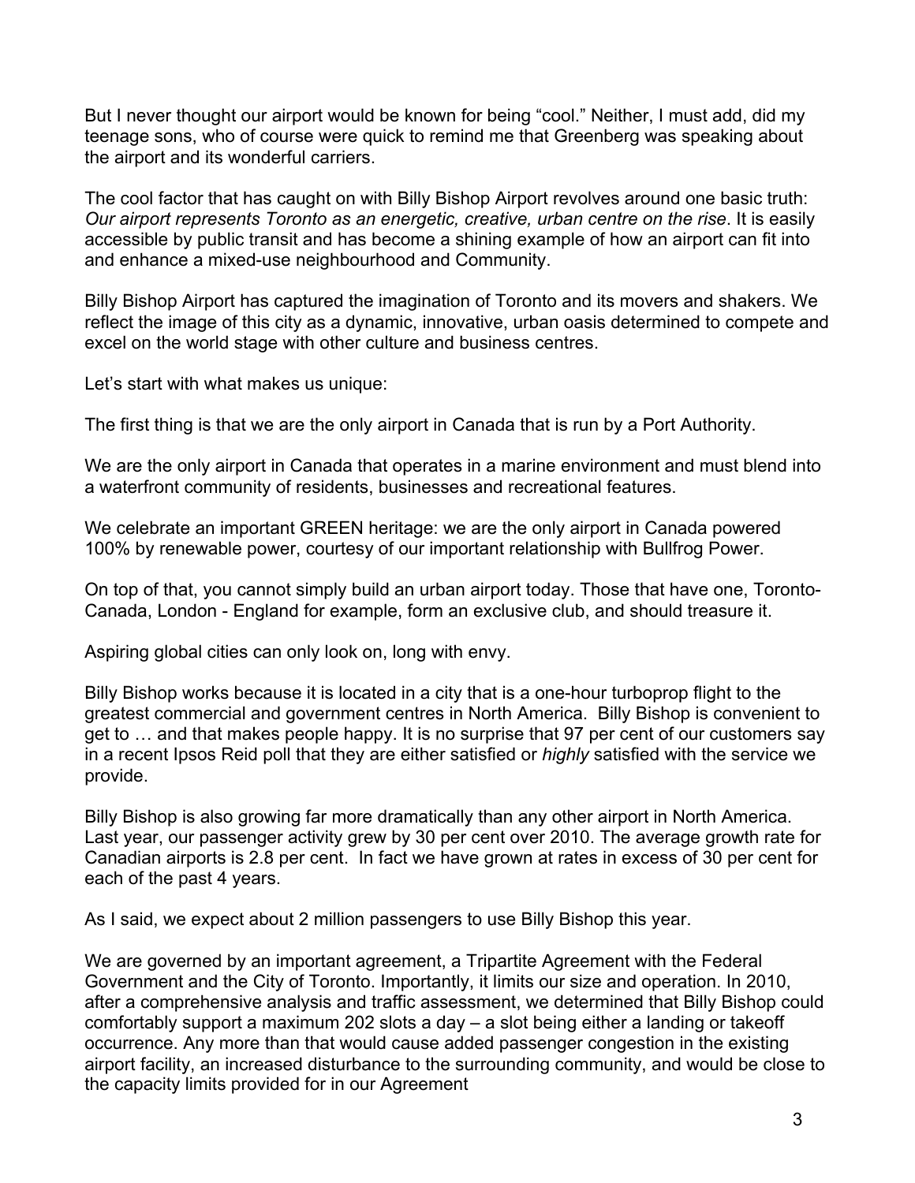But I never thought our airport would be known for being "cool." Neither, I must add, did my teenage sons, who of course were quick to remind me that Greenberg was speaking about the airport and its wonderful carriers.

The cool factor that has caught on with Billy Bishop Airport revolves around one basic truth: *Our airport represents Toronto as an energetic, creative, urban centre on the rise*. It is easily accessible by public transit and has become a shining example of how an airport can fit into and enhance a mixed-use neighbourhood and Community.

Billy Bishop Airport has captured the imagination of Toronto and its movers and shakers. We reflect the image of this city as a dynamic, innovative, urban oasis determined to compete and excel on the world stage with other culture and business centres.

Let's start with what makes us unique:

The first thing is that we are the only airport in Canada that is run by a Port Authority.

We are the only airport in Canada that operates in a marine environment and must blend into a waterfront community of residents, businesses and recreational features.

We celebrate an important GREEN heritage: we are the only airport in Canada powered 100% by renewable power, courtesy of our important relationship with Bullfrog Power.

On top of that, you cannot simply build an urban airport today. Those that have one, Toronto-Canada, London - England for example, form an exclusive club, and should treasure it.

Aspiring global cities can only look on, long with envy.

Billy Bishop works because it is located in a city that is a one-hour turboprop flight to the greatest commercial and government centres in North America. Billy Bishop is convenient to get to … and that makes people happy. It is no surprise that 97 per cent of our customers say in a recent Ipsos Reid poll that they are either satisfied or *highly* satisfied with the service we provide.

Billy Bishop is also growing far more dramatically than any other airport in North America. Last year, our passenger activity grew by 30 per cent over 2010. The average growth rate for Canadian airports is 2.8 per cent. In fact we have grown at rates in excess of 30 per cent for each of the past 4 years.

As I said, we expect about 2 million passengers to use Billy Bishop this year.

We are governed by an important agreement, a Tripartite Agreement with the Federal Government and the City of Toronto. Importantly, it limits our size and operation. In 2010, after a comprehensive analysis and traffic assessment, we determined that Billy Bishop could comfortably support a maximum 202 slots a day – a slot being either a landing or takeoff occurrence. Any more than that would cause added passenger congestion in the existing airport facility, an increased disturbance to the surrounding community, and would be close to the capacity limits provided for in our Agreement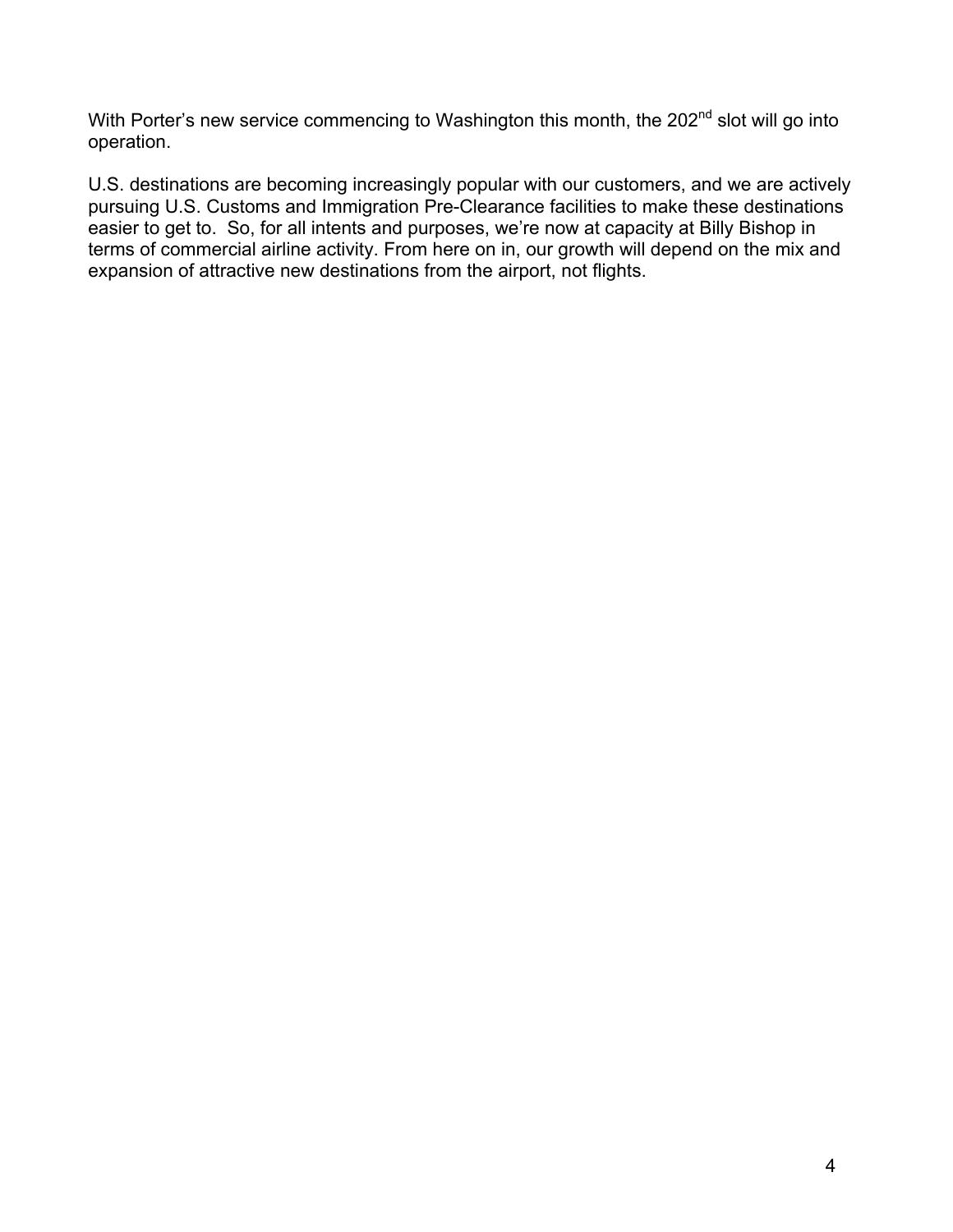With Porter's new service commencing to Washington this month, the 202nd slot will go into operation.

U.S. destinations are becoming increasingly popular with our customers, and we are actively pursuing U.S. Customs and Immigration Pre-Clearance facilities to make these destinations easier to get to. So, for all intents and purposes, we're now at capacity at Billy Bishop in terms of commercial airline activity. From here on in, our growth will depend on the mix and expansion of attractive new destinations from the airport, not flights.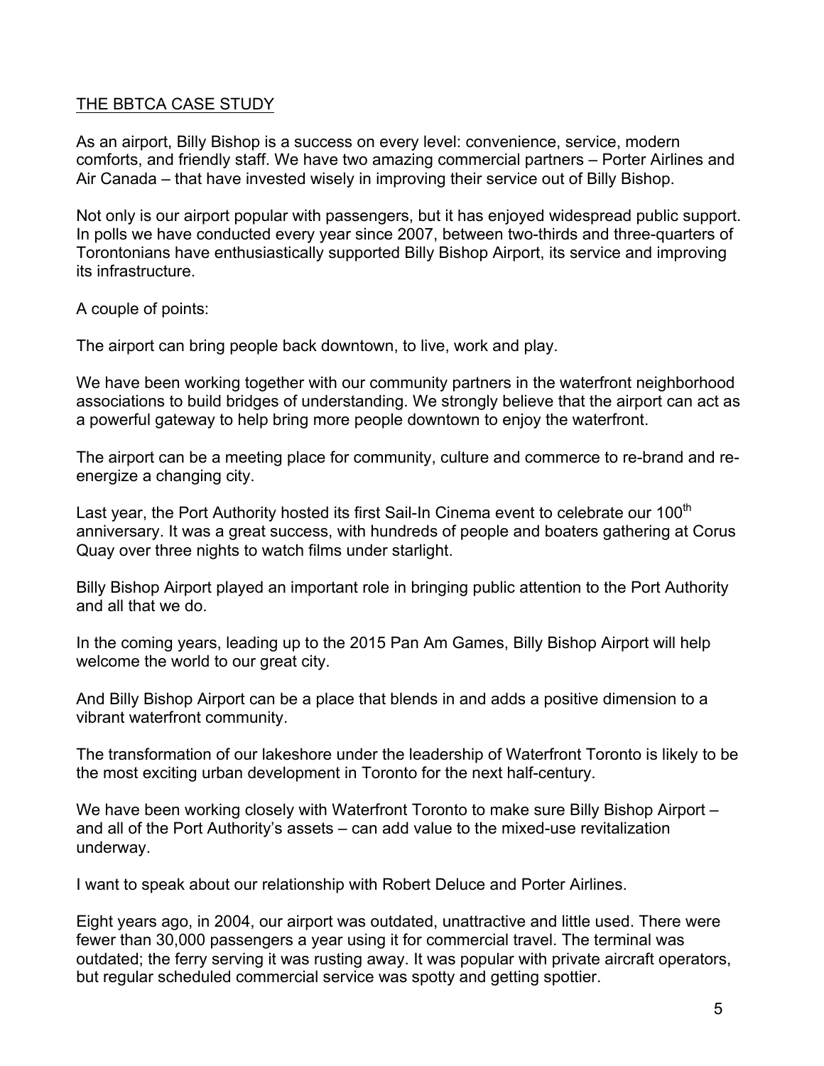## THE BBTCA CASE STUDY

As an airport, Billy Bishop is a success on every level: convenience, service, modern comforts, and friendly staff. We have two amazing commercial partners – Porter Airlines and Air Canada – that have invested wisely in improving their service out of Billy Bishop.

Not only is our airport popular with passengers, but it has enjoyed widespread public support. In polls we have conducted every year since 2007, between two-thirds and three-quarters of Torontonians have enthusiastically supported Billy Bishop Airport, its service and improving its infrastructure.

A couple of points:

The airport can bring people back downtown, to live, work and play.

We have been working together with our community partners in the waterfront neighborhood associations to build bridges of understanding. We strongly believe that the airport can act as a powerful gateway to help bring more people downtown to enjoy the waterfront.

The airport can be a meeting place for community, culture and commerce to re-brand and re-energize a changing city.

Last year, the Port Authority hosted its first Sail-In Cinema event to celebrate our 100th anniversary. It was a great success, with hundreds of people and boaters gathering at Corus Quay over three nights to watch films under starlight.

Billy Bishop Airport played an important role in bringing public attention to the Port Authority and all that we do.

In the coming years, leading up to the 2015 Pan Am Games, Billy Bishop Airport will help welcome the world to our great city.

And Billy Bishop Airport can be a place that blends in and adds a positive dimension to a vibrant waterfront community.

The transformation of our lakeshore under the leadership of Waterfront Toronto is likely to be the most exciting urban development in Toronto for the next half-century.

We have been working closely with Waterfront Toronto to make sure Billy Bishop Airport – and all of the Port Authority's assets – can add value to the mixed-use revitalization underway.

I want to speak about our relationship with Robert Deluce and Porter Airlines.

Eight years ago, in 2004, our airport was outdated, unattractive and little used. There were fewer than 30,000 passengers a year using it for commercial travel. The terminal was outdated; the ferry serving it was rusting away. It was popular with private aircraft operators, but regular scheduled commercial service was spotty and getting spottier.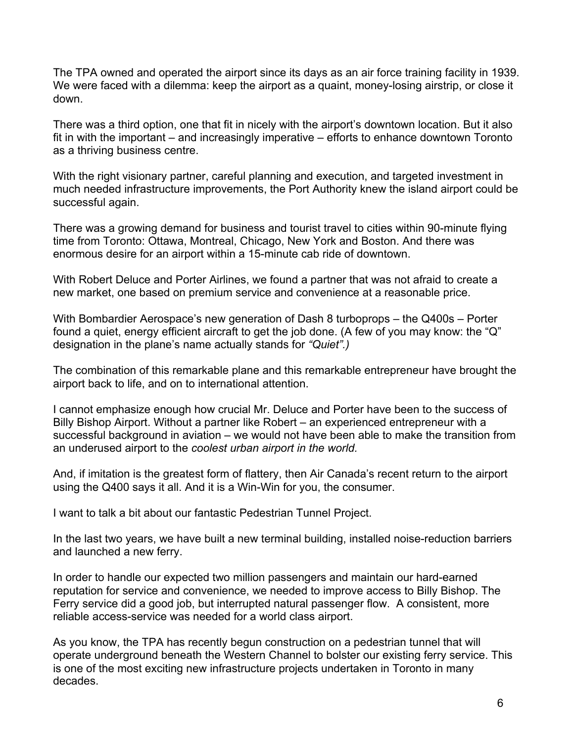The TPA owned and operated the airport since its days as an air force training facility in 1939. We were faced with a dilemma: keep the airport as a quaint, money-losing airstrip, or close it down.

There was a third option, one that fit in nicely with the airport's downtown location. But it also fit in with the important – and increasingly imperative – efforts to enhance downtown Toronto as a thriving business centre.

With the right visionary partner, careful planning and execution, and targeted investment in much needed infrastructure improvements, the Port Authority knew the island airport could be successful again.

There was a growing demand for business and tourist travel to cities within 90-minute flying time from Toronto: Ottawa, Montreal, Chicago, New York and Boston. And there was enormous desire for an airport within a 15-minute cab ride of downtown.

With Robert Deluce and Porter Airlines, we found a partner that was not afraid to create a new market, one based on premium service and convenience at a reasonable price.

With Bombardier Aerospace's new generation of Dash 8 turboprops – the Q400s – Porter found a quiet, energy efficient aircraft to get the job done. (A few of you may know: the "Q" designation in the plane's name actually stands for *"Quiet".)*

The combination of this remarkable plane and this remarkable entrepreneur have brought the airport back to life, and on to international attention.

I cannot emphasize enough how crucial Mr. Deluce and Porter have been to the success of Billy Bishop Airport. Without a partner like Robert – an experienced entrepreneur with a successful background in aviation – we would not have been able to make the transition from an underused airport to the *coolest urban airport in the world.*

And, if imitation is the greatest form of flattery, then Air Canada's recent return to the airport using the Q400 says it all. And it is a Win-Win for you, the consumer.

I want to talk a bit about our fantastic Pedestrian Tunnel Project.

In the last two years, we have built a new terminal building, installed noise-reduction barriers and launched a new ferry.

In order to handle our expected two million passengers and maintain our hard-earned reputation for service and convenience, we needed to improve access to Billy Bishop. The Ferry service did a good job, but interrupted natural passenger flow. A consistent, more reliable access-service was needed for a world class airport.

As you know, the TPA has recently begun construction on a pedestrian tunnel that will operate underground beneath the Western Channel to bolster our existing ferry service. This is one of the most exciting new infrastructure projects undertaken in Toronto in many decades.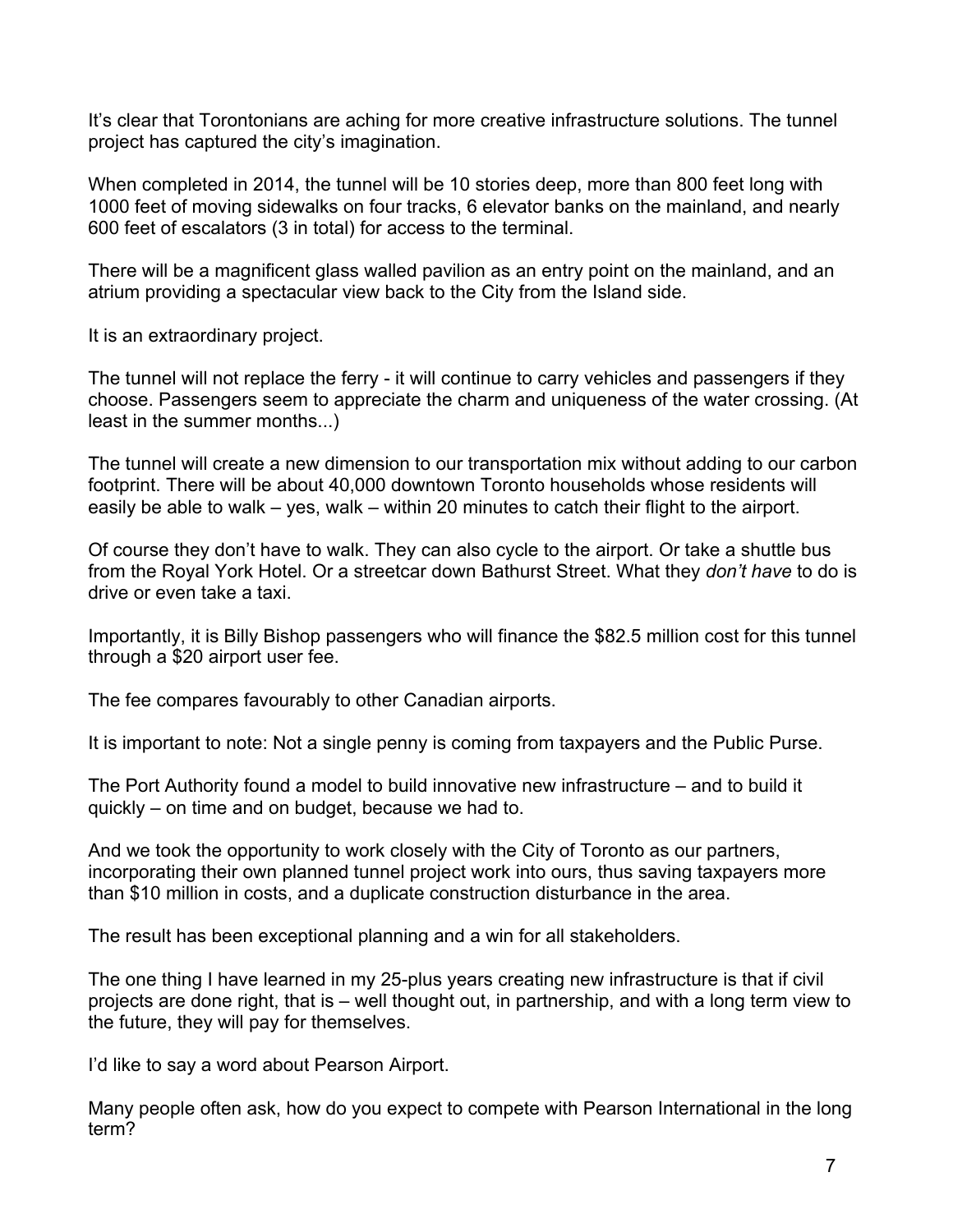It's clear that Torontonians are aching for more creative infrastructure solutions. The tunnel project has captured the city's imagination.

When completed in 2014, the tunnel will be 10 stories deep, more than 800 feet long with 1000 feet of moving sidewalks on four tracks, 6 elevator banks on the mainland, and nearly 600 feet of escalators (3 in total) for access to the terminal.

There will be a magnificent glass walled pavilion as an entry point on the mainland, and an atrium providing a spectacular view back to the City from the Island side.

It is an extraordinary project.

The tunnel will not replace the ferry - it will continue to carry vehicles and passengers if they choose. Passengers seem to appreciate the charm and uniqueness of the water crossing. (At least in the summer months...)

The tunnel will create a new dimension to our transportation mix without adding to our carbon footprint. There will be about 40,000 downtown Toronto households whose residents will easily be able to walk – yes, walk – within 20 minutes to catch their flight to the airport.

Of course they don't have to walk. They can also cycle to the airport. Or take a shuttle bus from the Royal York Hotel. Or a streetcar down Bathurst Street. What they *don't have* to do is drive or even take a taxi.

Importantly, it is Billy Bishop passengers who will finance the $82.5 million cost for this tunnel through a $20 airport user fee.

The fee compares favourably to other Canadian airports.

It is important to note: Not a single penny is coming from taxpayers and the Public Purse.

The Port Authority found a model to build innovative new infrastructure – and to build it quickly – on time and on budget, because we had to.

And we took the opportunity to work closely with the City of Toronto as our partners, incorporating their own planned tunnel project work into ours, thus saving taxpayers more than $10 million in costs, and a duplicate construction disturbance in the area.

The result has been exceptional planning and a win for all stakeholders.

The one thing I have learned in my 25-plus years creating new infrastructure is that if civil projects are done right, that is – well thought out, in partnership, and with a long term view to the future, they will pay for themselves.

I'd like to say a word about Pearson Airport.

Many people often ask, how do you expect to compete with Pearson International in the long term?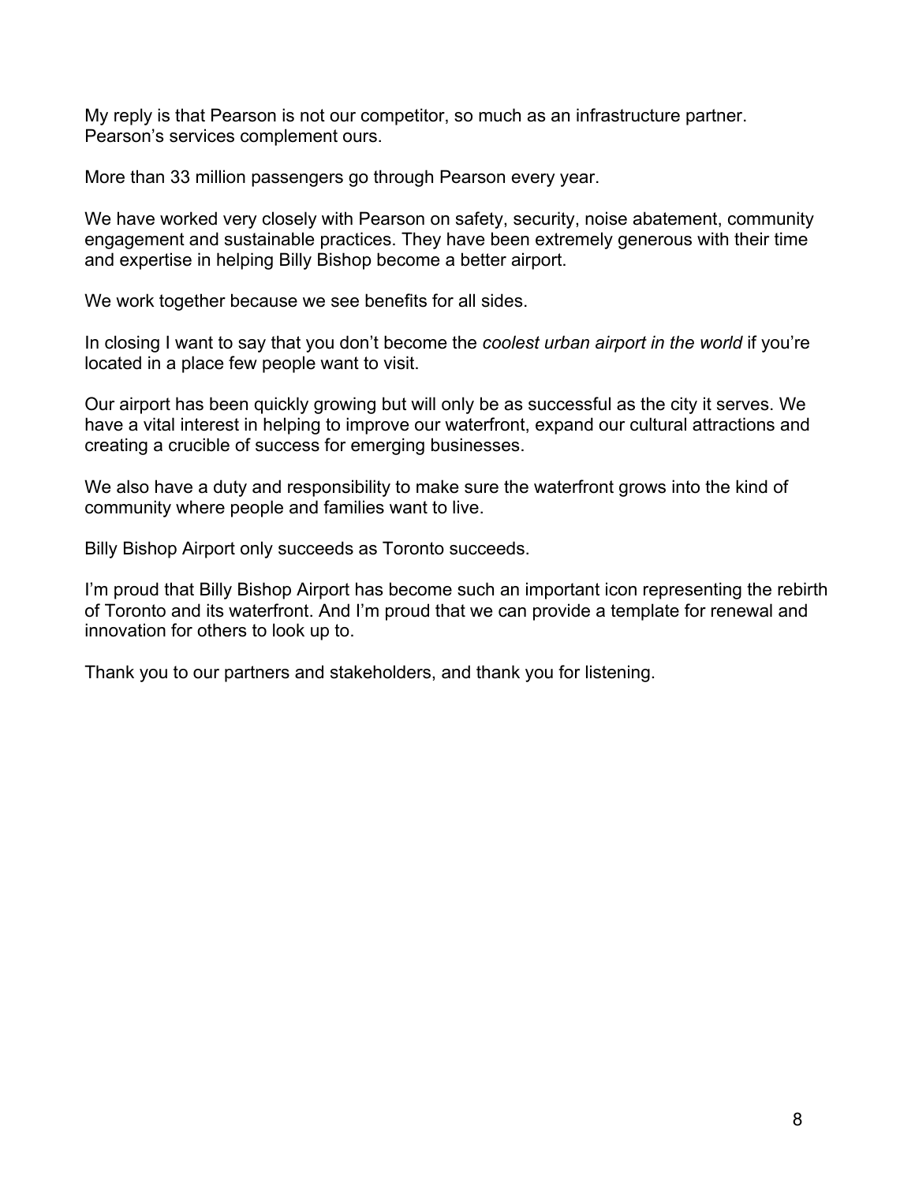My reply is that Pearson is not our competitor, so much as an infrastructure partner. Pearson's services complement ours.

More than 33 million passengers go through Pearson every year.

We have worked very closely with Pearson on safety, security, noise abatement, community engagement and sustainable practices. They have been extremely generous with their time and expertise in helping Billy Bishop become a better airport.

We work together because we see benefits for all sides.

In closing I want to say that you don't become the *coolest urban airport in the world* if you're located in a place few people want to visit.

Our airport has been quickly growing but will only be as successful as the city it serves. We have a vital interest in helping to improve our waterfront, expand our cultural attractions and creating a crucible of success for emerging businesses.

We also have a duty and responsibility to make sure the waterfront grows into the kind of community where people and families want to live.

Billy Bishop Airport only succeeds as Toronto succeeds.

I'm proud that Billy Bishop Airport has become such an important icon representing the rebirth of Toronto and its waterfront. And I'm proud that we can provide a template for renewal and innovation for others to look up to.

Thank you to our partners and stakeholders, and thank you for listening.